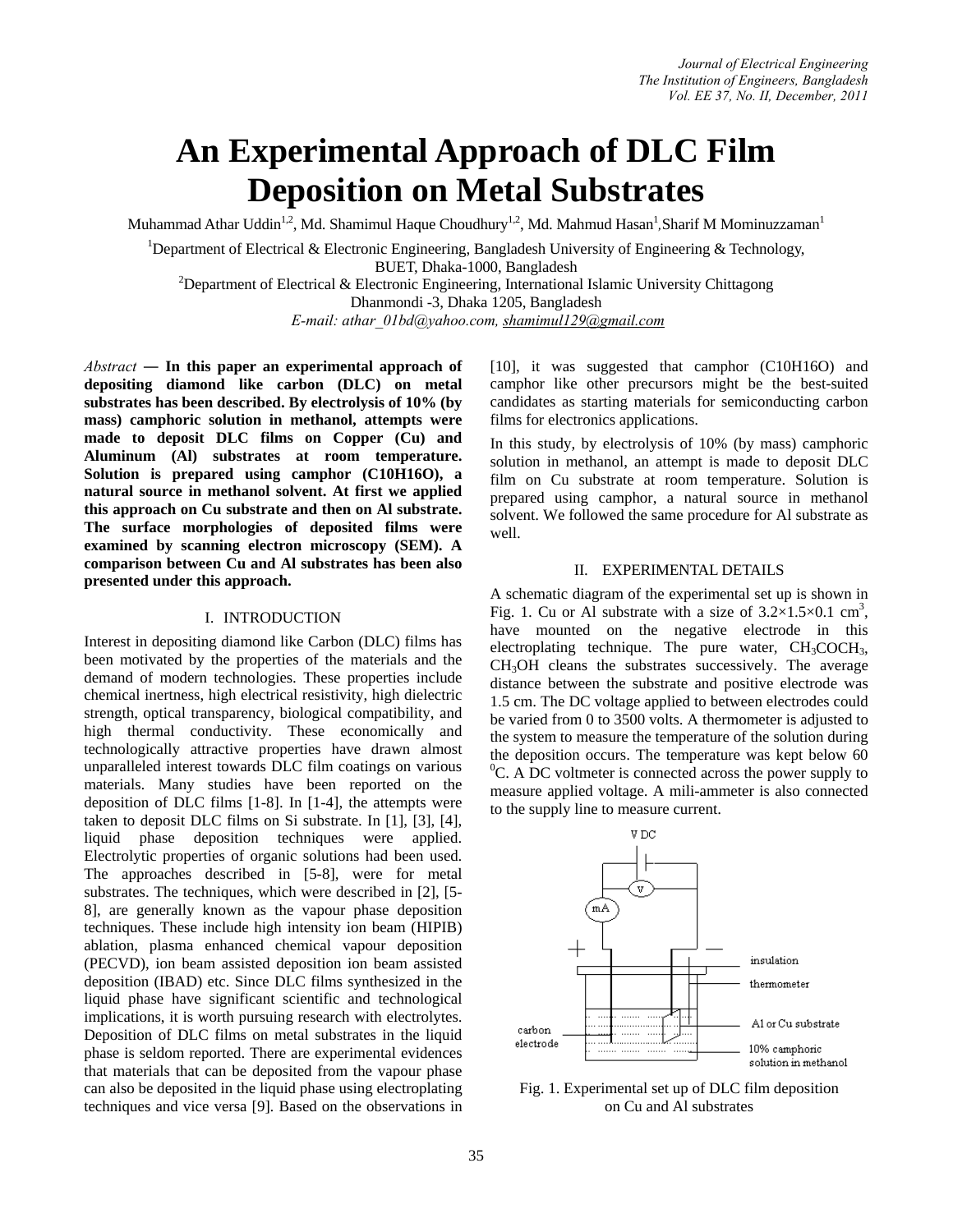# An Experimental Approach of DLC Film Deposition on Metal Substrates

Muhammad Athar Uddin[1,2], Md. Shamimul Haque Choudhury[1,2], Md. Mahmud Hasan[1], Sharif M Mominuzzaman[1]

[1]Department of Electrical & Electronic Engineering, Bangladesh University of Engineering & Technology, BUET, Dhaka-1000, Bangladesh

[2]Department of Electrical & Electronic Engineering, International Islamic University Chittagong Dhanmondi -3, Dhaka 1205, Bangladesh

*E-mail: athar_01bd@yahoo.com, shamimul129@gmail.com*

*Abstract* — **In this paper an experimental approach of depositing diamond like carbon (DLC) on metal substrates has been described. By electrolysis of 10% (by mass) camphoric solution in methanol, attempts were made to deposit DLC films on Copper (Cu) and Aluminum (Al) substrates at room temperature. Solution is prepared using camphor (C10H16O), a natural source in methanol solvent. At first we applied this approach on Cu substrate and then on Al substrate. The surface morphologies of deposited films were examined by scanning electron microscopy (SEM). A comparison between Cu and Al substrates has been also presented under this approach.**

## I. INTRODUCTION

Interest in depositing diamond like Carbon (DLC) films has been motivated by the properties of the materials and the demand of modern technologies. These properties include chemical inertness, high electrical resistivity, high dielectric strength, optical transparency, biological compatibility, and high thermal conductivity. These economically and technologically attractive properties have drawn almost unparalleled interest towards DLC film coatings on various materials. Many studies have been reported on the deposition of DLC films [1-8]. In [1-4], the attempts were taken to deposit DLC films on Si substrate. In [1], [3], [4], liquid phase deposition techniques were applied. Electrolytic properties of organic solutions had been used. The approaches described in [5-8], were for metal substrates. The techniques, which were described in [2], [5-8], are generally known as the vapour phase deposition techniques. These include high intensity ion beam (HIPIB) ablation, plasma enhanced chemical vapour deposition (PECVD), ion beam assisted deposition ion beam assisted deposition (IBAD) etc. Since DLC films synthesized in the liquid phase have significant scientific and technological implications, it is worth pursuing research with electrolytes. Deposition of DLC films on metal substrates in the liquid phase is seldom reported. There are experimental evidences that materials that can be deposited from the vapour phase can also be deposited in the liquid phase using electroplating techniques and vice versa [9]. Based on the observations in [10], it was suggested that camphor (C10H16O) and camphor like other precursors might be the best-suited candidates as starting materials for semiconducting carbon films for electronics applications.

In this study, by electrolysis of 10% (by mass) camphoric solution in methanol, an attempt is made to deposit DLC film on Cu substrate at room temperature. Solution is prepared using camphor, a natural source in methanol solvent. We followed the same procedure for Al substrate as well.

## II. EXPERIMENTAL DETAILS

A schematic diagram of the experimental set up is shown in Fig. 1. Cu or Al substrate with a size of $3.2 \times 1.5 \times 0.1$ cm$^3$, have mounted on the negative electrode in this electroplating technique. The pure water, $CH_3COCH_3$, $CH_3OH$ cleans the substrates successively. The average distance between the substrate and positive electrode was 1.5 cm. The DC voltage applied to between electrodes could be varied from 0 to 3500 volts. A thermometer is adjusted to the system to measure the temperature of the solution during the deposition occurs. The temperature was kept below 60 $^0$C. A DC voltmeter is connected across the power supply to measure applied voltage. A mili-ammeter is also connected to the supply line to measure current.

Fig. 1. Experimental set up of DLC film deposition on Cu and Al substrates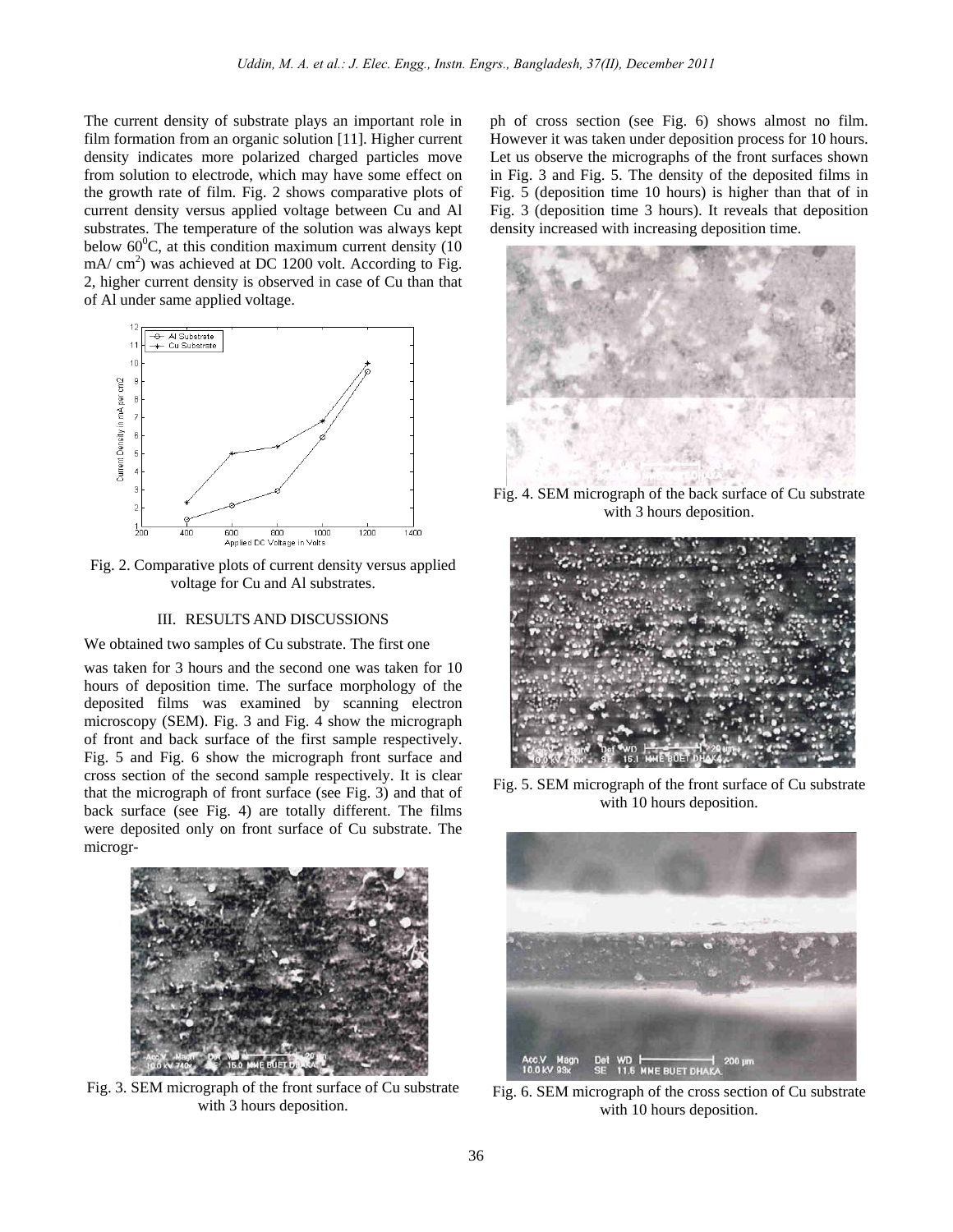The current density of substrate plays an important role in film formation from an organic solution [11]. Higher current density indicates more polarized charged particles move from solution to electrode, which may have some effect on the growth rate of film. Fig. 2 shows comparative plots of current density versus applied voltage between Cu and Al substrates. The temperature of the solution was always kept below $60^0$C, at this condition maximum current density (10 mA/ $cm^2$) was achieved at DC 1200 volt. According to Fig. 2, higher current density is observed in case of Cu than that of Al under same applied voltage.

Fig. 2. Comparative plots of current density versus applied voltage for Cu and Al substrates.

## III. RESULTS AND DISCUSSIONS

We obtained two samples of Cu substrate. The first one was taken for 3 hours and the second one was taken for 10 hours of deposition time. The surface morphology of the deposited films was examined by scanning electron microscopy (SEM). Fig. 3 and Fig. 4 show the micrograph of front and back surface of the first sample respectively. Fig. 5 and Fig. 6 show the micrograph front surface and cross section of the second sample respectively. It is clear that the micrograph of front surface (see Fig. 3) and that of back surface (see Fig. 4) are totally different. The films were deposited only on front surface of Cu substrate. The micrograph of cross section (see Fig. 6) shows almost no film. However it was taken under deposition process for 10 hours. Let us observe the micrographs of the front surfaces shown in Fig. 3 and Fig. 5. The density of the deposited films in Fig. 5 (deposition time 10 hours) is higher than that of in Fig. 3 (deposition time 3 hours). It reveals that deposition density increased with increasing deposition time.

Fig. 3. SEM micrograph of the front surface of Cu substrate with 3 hours deposition.

Fig. 4. SEM micrograph of the back surface of Cu substrate with 3 hours deposition.

Fig. 5. SEM micrograph of the front surface of Cu substrate with 10 hours deposition.

Fig. 6. SEM micrograph of the cross section of Cu substrate with 10 hours deposition.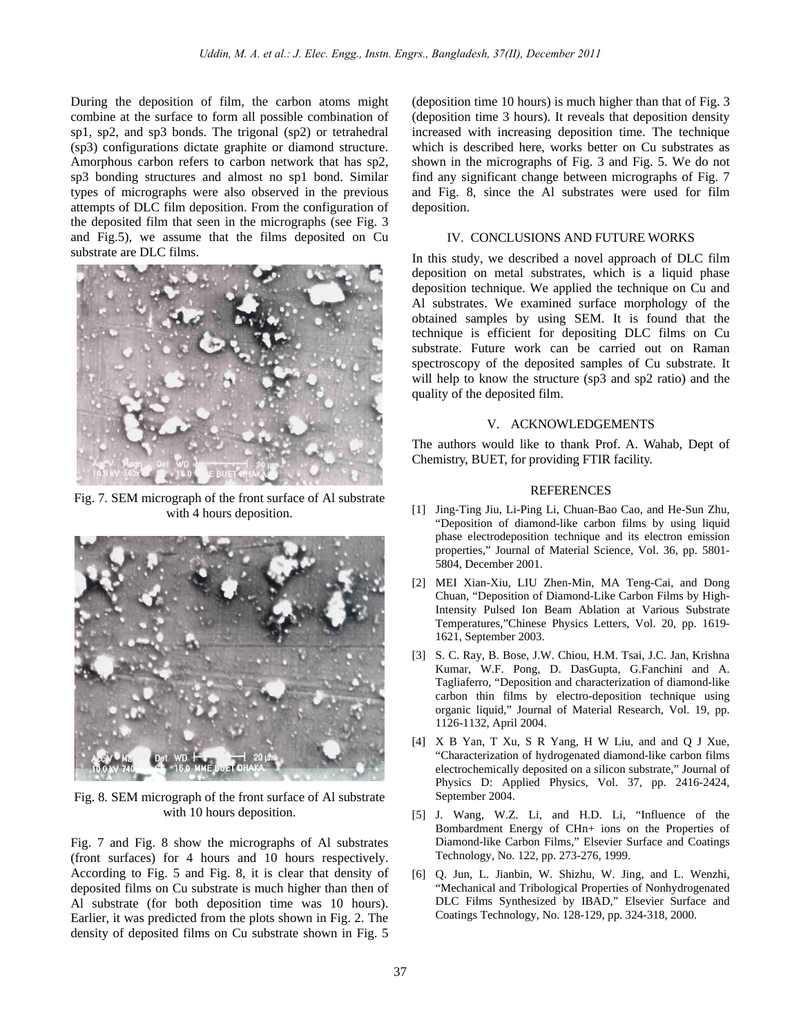During the deposition of film, the carbon atoms might combine at the surface to form all possible combination of sp1, sp2, and sp3 bonds. The trigonal (sp2) or tetrahedral (sp3) configurations dictate graphite or diamond structure. Amorphous carbon refers to carbon network that has sp2, sp3 bonding structures and almost no sp1 bond. Similar types of micrographs were also observed in the previous attempts of DLC film deposition. From the configuration of the deposited film that seen in the micrographs (see Fig. 3 and Fig.5), we assume that the films deposited on Cu substrate are DLC films.

Fig. 7. SEM micrograph of the front surface of Al substrate with 4 hours deposition.

Fig. 8. SEM micrograph of the front surface of Al substrate with 10 hours deposition.

Fig. 7 and Fig. 8 show the micrographs of Al substrates (front surfaces) for 4 hours and 10 hours respectively. According to Fig. 5 and Fig. 8, it is clear that density of deposited films on Cu substrate is much higher than then of Al substrate (for both deposition time was 10 hours). Earlier, it was predicted from the plots shown in Fig. 2. The density of deposited films on Cu substrate shown in Fig. 5 (deposition time 10 hours) is much higher than that of Fig. 3 (deposition time 3 hours). It reveals that deposition density increased with increasing deposition time. The technique which is described here, works better on Cu substrates as shown in the micrographs of Fig. 3 and Fig. 5. We do not find any significant change between micrographs of Fig. 7 and Fig. 8, since the Al substrates were used for film deposition.

## IV. CONCLUSIONS AND FUTURE WORKS

In this study, we described a novel approach of DLC film deposition on metal substrates, which is a liquid phase deposition technique. We applied the technique on Cu and Al substrates. We examined surface morphology of the obtained samples by using SEM. It is found that the technique is efficient for depositing DLC films on Cu substrate. Future work can be carried out on Raman spectroscopy of the deposited samples of Cu substrate. It will help to know the structure (sp3 and sp2 ratio) and the quality of the deposited film.

## V. ACKNOWLEDGEMENTS

The authors would like to thank Prof. A. Wahab, Dept of Chemistry, BUET, for providing FTIR facility.

## REFERENCES

[1] Jing-Ting Jiu, Li-Ping Li, Chuan-Bao Cao, and He-Sun Zhu, "Deposition of diamond-like carbon films by using liquid phase electrodeposition technique and its electron emission properties," Journal of Material Science, Vol. 36, pp. 5801-5804, December 2001.

[2] MEI Xian-Xiu, LIU Zhen-Min, MA Teng-Cai, and Dong Chuan, "Deposition of Diamond-Like Carbon Films by High-Intensity Pulsed Ion Beam Ablation at Various Substrate Temperatures,"Chinese Physics Letters, Vol. 20, pp. 1619-1621, September 2003.

[3] S. C. Ray, B. Bose, J.W. Chiou, H.M. Tsai, J.C. Jan, Krishna Kumar, W.F. Pong, D. DasGupta, G.Fanchini and A. Tagliaferro, "Deposition and characterization of diamond-like carbon thin films by electro-deposition technique using organic liquid," Journal of Material Research, Vol. 19, pp. 1126-1132, April 2004.

[4] X B Yan, T Xu, S R Yang, H W Liu, and and Q J Xue, "Characterization of hydrogenated diamond-like carbon films electrochemically deposited on a silicon substrate," Journal of Physics D: Applied Physics, Vol. 37, pp. 2416-2424, September 2004.

[5] J. Wang, W.Z. Li, and H.D. Li, "Influence of the Bombardment Energy of CHn+ ions on the Properties of Diamond-like Carbon Films," Elsevier Surface and Coatings Technology, No. 122, pp. 273-276, 1999.

[6] Q. Jun, L. Jianbin, W. Shizhu, W. Jing, and L. Wenzhi, "Mechanical and Tribological Properties of Nonhydrogenated DLC Films Synthesized by IBAD," Elsevier Surface and Coatings Technology, No. 128-129, pp. 324-318, 2000.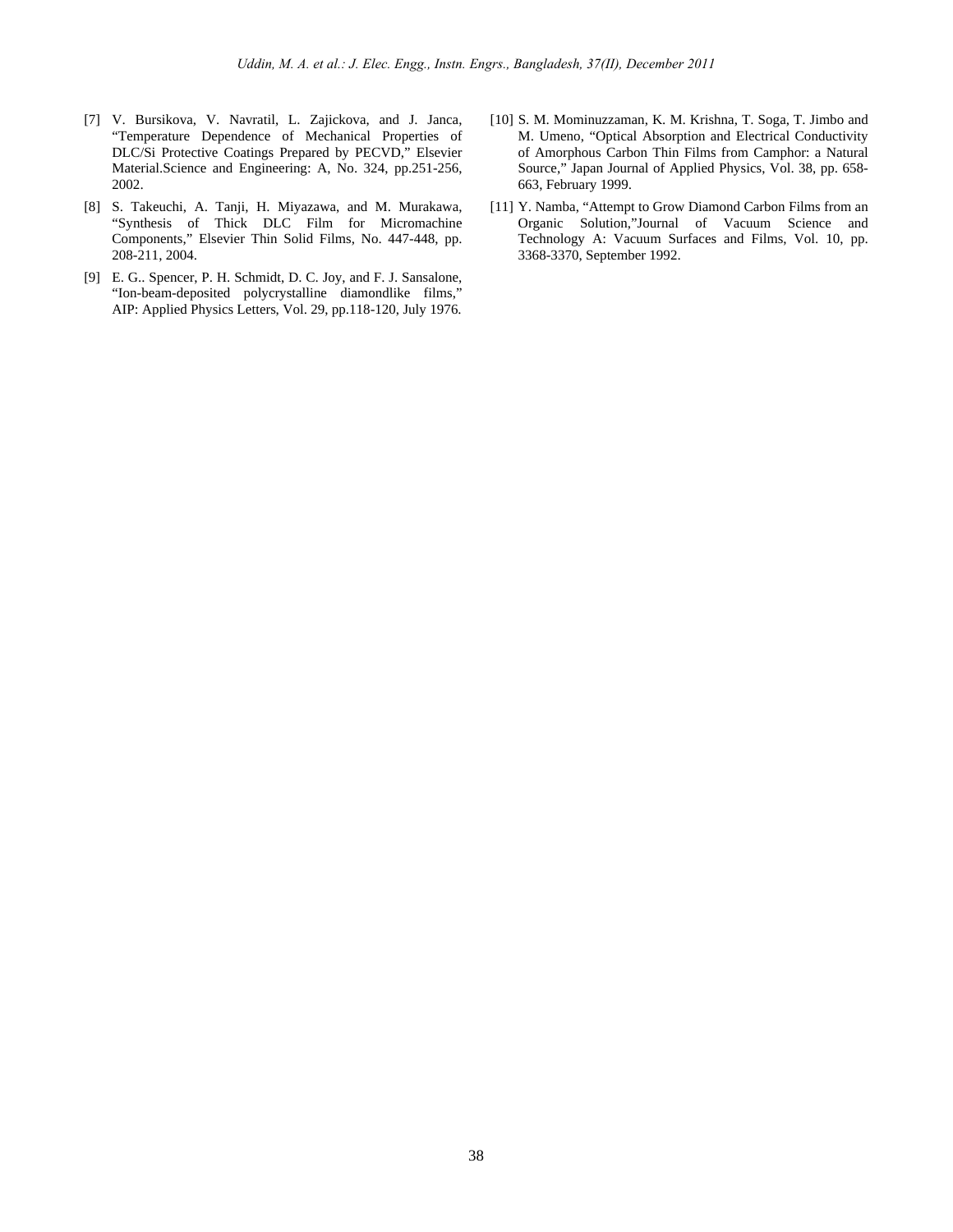[7] V. Bursikova, V. Navratil, L. Zajickova, and J. Janca, "Temperature Dependence of Mechanical Properties of DLC/Si Protective Coatings Prepared by PECVD," Elsevier Material.Science and Engineering: A, No. 324, pp.251-256, 2002.

[8] S. Takeuchi, A. Tanji, H. Miyazawa, and M. Murakawa, "Synthesis of Thick DLC Film for Micromachine Components," Elsevier Thin Solid Films, No. 447-448, pp. 208-211, 2004.

[9] E. G.. Spencer, P. H. Schmidt, D. C. Joy, and F. J. Sansalone, "Ion-beam-deposited polycrystalline diamondlike films," AIP: Applied Physics Letters, Vol. 29, pp.118-120, July 1976.

[10] S. M. Mominuzzaman, K. M. Krishna, T. Soga, T. Jimbo and M. Umeno, "Optical Absorption and Electrical Conductivity of Amorphous Carbon Thin Films from Camphor: a Natural Source," Japan Journal of Applied Physics, Vol. 38, pp. 658-663, February 1999.

[11] Y. Namba, "Attempt to Grow Diamond Carbon Films from an Organic Solution,"Journal of Vacuum Science and Technology A: Vacuum Surfaces and Films, Vol. 10, pp. 3368-3370, September 1992.